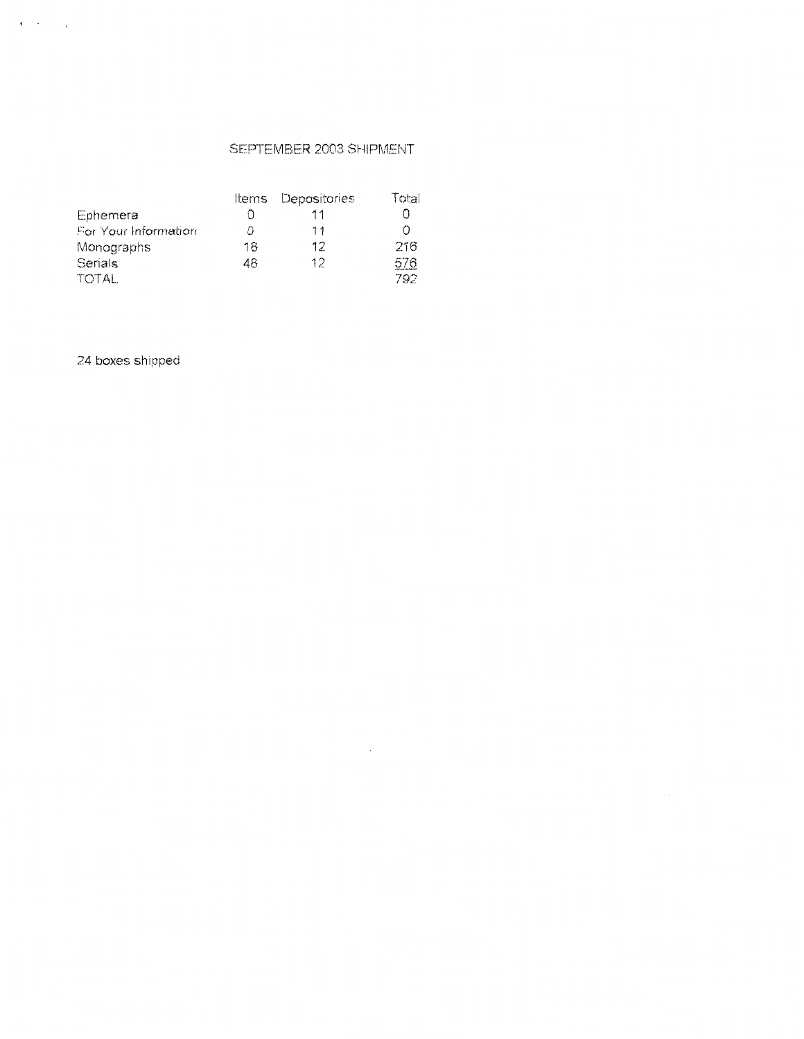# SEPTEMBER 2003 SHIPMENT

| | Items | Depositories | Total |
|---|---|---|---|
| Ephemera | 0 | 11 | 0 |
| For Your Information | 0 | 11 | 0 |
| Monographs | 18 | 12 | 216 |
| Serials | 48 | 12 | 576 |
| TOTAL | | | 792 |

24 boxes shipped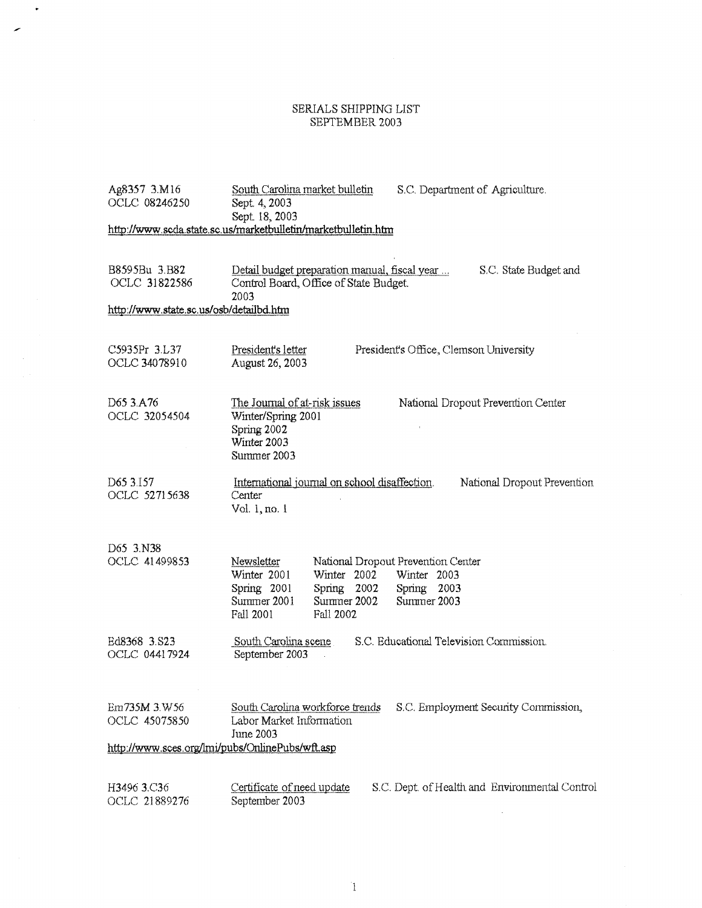# SERIALS SHIPPING LIST
## SEPTEMBER 2003

Ag8357 3.M16
OCLC 08246250

South Carolina market bulletin — S.C. Department of Agriculture.
Sept. 4, 2003
Sept. 18, 2003
http://www.scda.state.sc.us/marketbulletin/marketbulletin.htm

B8595Bu 3.B82
OCLC 31822586

Detail budget preparation manual, fiscal year ... — S.C. State Budget and Control Board, Office of State Budget.
2003
http://www.state.sc.us/osb/detailbd.htm

C5935Pr 3.L37
OCLC 34078910

President's letter — President's Office, Clemson University
August 26, 2003

D65 3.A76
OCLC 32054504

The Journal of at-risk issues — National Dropout Prevention Center
Winter/Spring 2001
Spring 2002
Winter 2003
Summer 2003

D65 3.I57
OCLC 52715638

International journal on school disaffection. — National Dropout Prevention Center
Vol. 1, no. 1

D65 3.N38
OCLC 41499853

Newsletter — National Dropout Prevention Center

| | | |
|---|---|---|
| Winter 2001 | Winter 2002 | Winter 2003 |
| Spring 2001 | Spring 2002 | Spring 2003 |
| Summer 2001 | Summer 2002 | Summer 2003 |
| Fall 2001 | Fall 2002 | |

Ed8368 3.S23
OCLC 04417924

South Carolina scene — S.C. Educational Television Commission.
September 2003

Em735M 3.W56
OCLC 45075850

South Carolina workforce trends — S.C. Employment Security Commission, Labor Market Information
June 2003
http://www.sces.org/lmi/pubs/OnlinePubs/wft.asp

H3496 3.C36
OCLC 21889276

Certificate of need update — S.C. Dept. of Health and Environmental Control
September 2003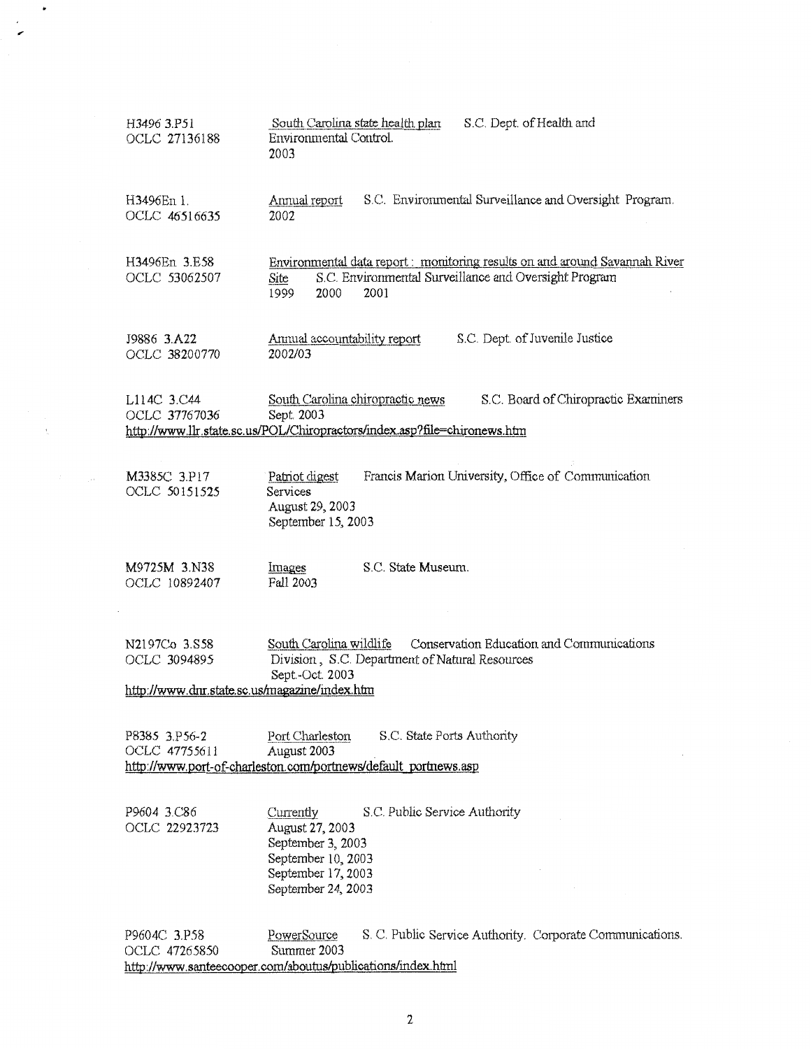H3496 3.P51
OCLC 27136188

South Carolina state health plan S.C. Dept. of Health and Environmental Control.
2003

H3496En 1.
OCLC 46516635

Annual report S.C. Environmental Surveillance and Oversight Program.
2002

H3496En 3.E58
OCLC 53062507

Environmental data report : monitoring results on and around Savannah River Site S.C. Environmental Surveillance and Oversight Program
1999 2000 2001

J9886 3.A22
OCLC 38200770

Annual accountability report S.C. Dept. of Juvenile Justice
2002/03

L114C 3.C44
OCLC 37767036

South Carolina chiropractic news S.C. Board of Chiropractic Examiners
Sept. 2003
http://www.llr.state.sc.us/POL/Chiropractors/index.asp?file=chironews.htm

M3385C 3.P17
OCLC 50151525

Patriot digest Francis Marion University, Office of Communication Services
August 29, 2003
September 15, 2003

M9725M 3.N38
OCLC 10892407

Images S.C. State Museum.
Fall 2003

N2197Co 3.S58
OCLC 3094895

South Carolina wildlife Conservation Education and Communications Division , S.C. Department of Natural Resources
Sept.-Oct. 2003
http://www.dnr.state.sc.us/magazine/index.htm

P8385 3.P56-2
OCLC 47755611

Port Charleston S.C. State Ports Authority
August 2003
http://www.port-of-charleston.com/portnews/default_portnews.asp

P9604 3.C86
OCLC 22923723

Currently S.C. Public Service Authority
August 27, 2003
September 3, 2003
September 10, 2003
September 17, 2003
September 24, 2003

P9604C 3.P58
OCLC 47265850

PowerSource S. C. Public Service Authority. Corporate Communications.
Summer 2003
http://www.santeecooper.com/aboutus/publications/index.html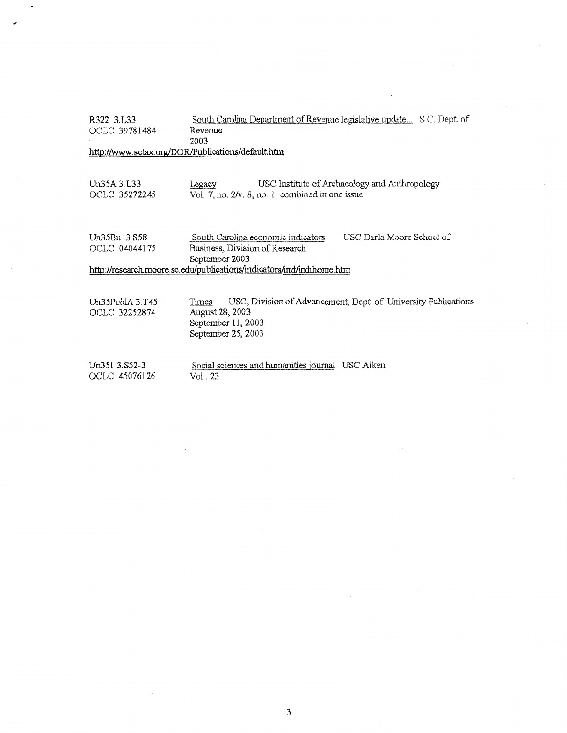R322 3.L33
OCLC 39781484

South Carolina Department of Revenue legislative update... S.C. Dept. of Revenue
2003

http://www.sctax.org/DOR/Publications/default.htm

Un35A 3.L33
OCLC 35272245

Legacy USC Institute of Archaeology and Anthropology
Vol. 7, no. 2/v. 8, no. 1 combined in one issue

Un35Bu 3.S58
OCLC 04044175

South Carolina economic indicators USC Darla Moore School of Business, Division of Research
September 2003

http://research.moore.sc.edu/publications/indicators/ind/indihome.htm

Un35PublA 3.T45
OCLC 32252874

Times USC, Division of Advancement, Dept. of University Publications
August 28, 2003
September 11, 2003
September 25, 2003

Un351 3.S52-3
OCLC 45076126

Social sciences and humanities journal USC Aiken
Vol.. 23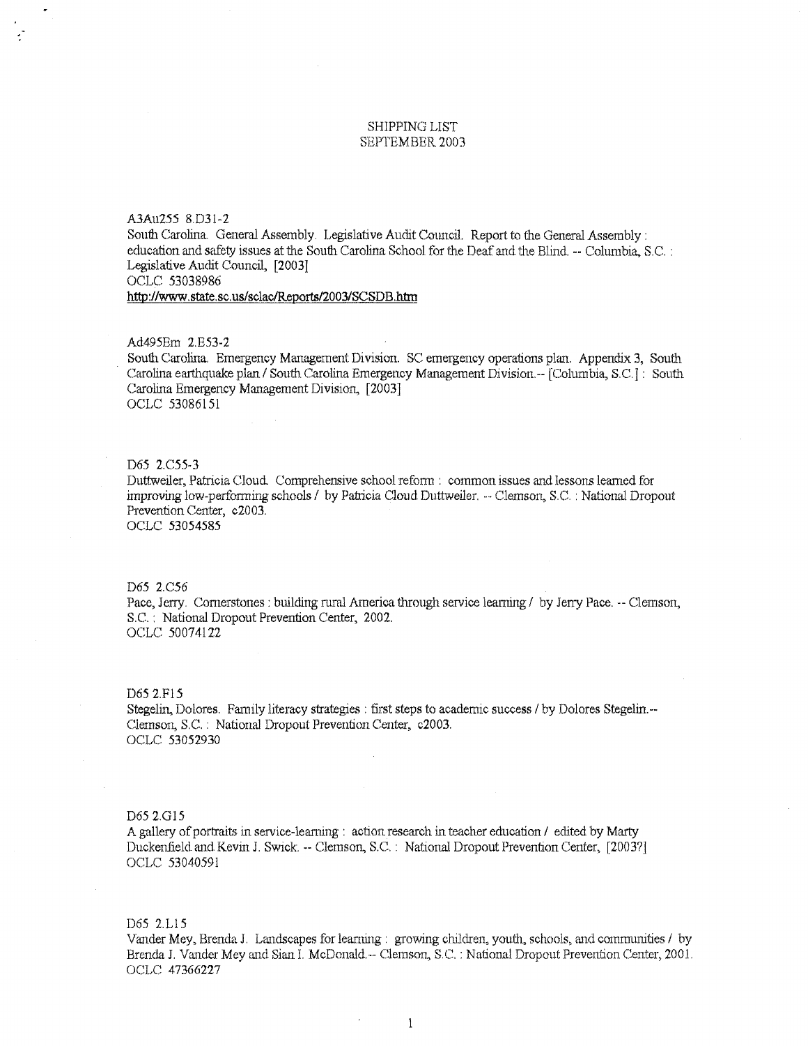SHIPPING LIST
SEPTEMBER 2003

A3Au255 8.D31-2
South Carolina. General Assembly. Legislative Audit Council. Report to the General Assembly : education and safety issues at the South Carolina School for the Deaf and the Blind. -- Columbia, S.C. : Legislative Audit Council, [2003]
OCLC 53038986
http://www.state.sc.us/sclac/Reports/2003/SCSDB.htm

Ad495Em 2.E53-2
South Carolina. Emergency Management Division. SC emergency operations plan. Appendix 3, South Carolina earthquake plan / South Carolina Emergency Management Division.-- [Columbia, S.C.] : South Carolina Emergency Management Division, [2003]
OCLC 53086151

D65 2.C55-3
Duttweiler, Patricia Cloud. Comprehensive school reform : common issues and lessons learned for improving low-performing schools / by Patricia Cloud Duttweiler. -- Clemson, S.C. : National Dropout Prevention Center, c2003.
OCLC 53054585

D65 2.C56
Pace, Jerry. Cornerstones : building rural America through service learning / by Jerry Pace. -- Clemson, S.C. : National Dropout Prevention Center, 2002.
OCLC 50074122

D65 2.F15
Stegelin, Dolores. Family literacy strategies : first steps to academic success / by Dolores Stegelin.-- Clemson, S.C. : National Dropout Prevention Center, c2003.
OCLC 53052930

D65 2.G15
A gallery of portraits in service-learning : action research in teacher education / edited by Marty Duckenfield and Kevin J. Swick. -- Clemson, S.C. : National Dropout Prevention Center, [2003?]
OCLC 53040591

D65 2.L15
Vander Mey, Brenda J. Landscapes for learning : growing children, youth, schools, and communities / by Brenda J. Vander Mey and Sian I. McDonald.-- Clemson, S.C. : National Dropout Prevention Center, 2001.
OCLC 47366227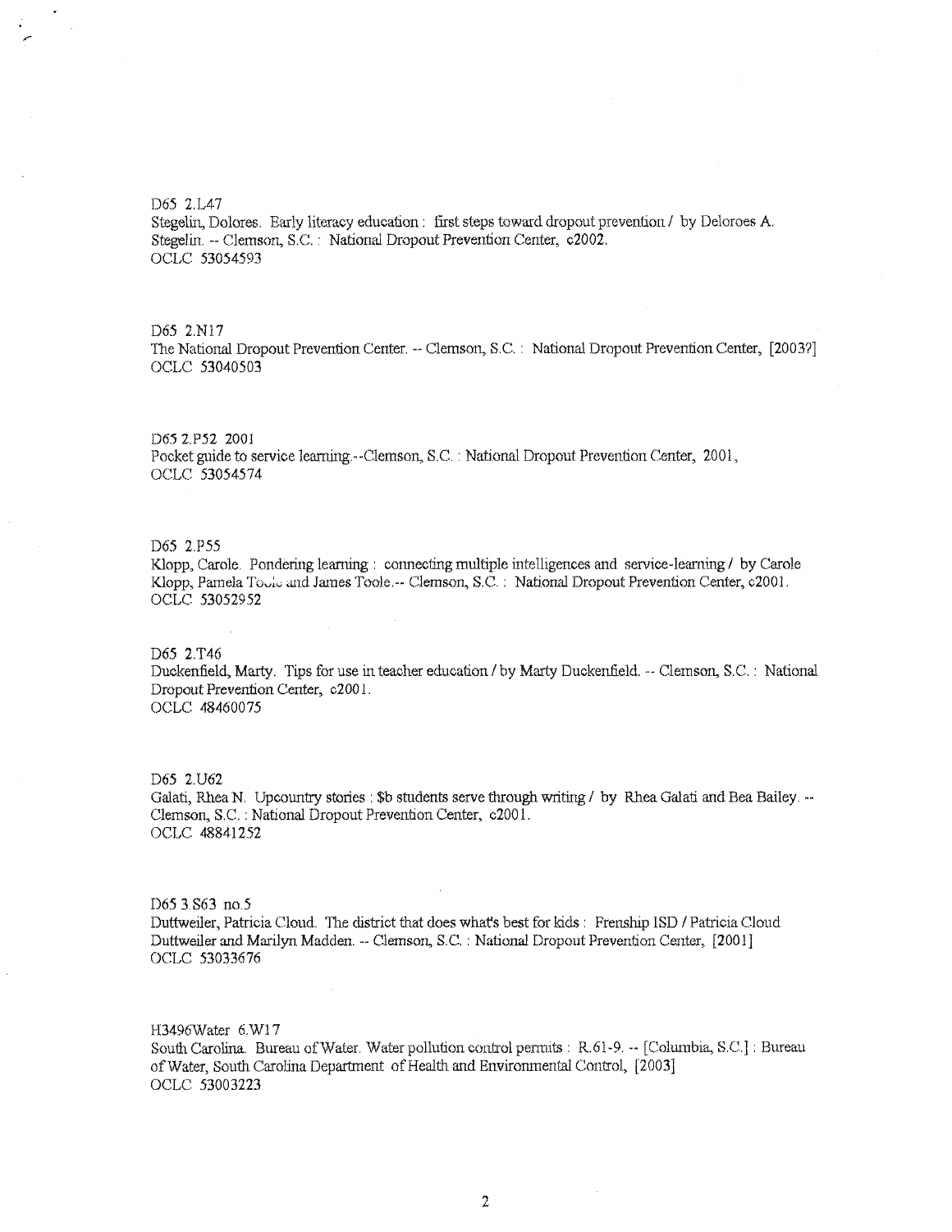D65 2.L47
Stegelin, Dolores. Early literacy education : first steps toward dropout prevention / by Deloroes A. Stegelin. -- Clemson, S.C. : National Dropout Prevention Center, c2002.
OCLC 53054593

D65 2.N17
The National Dropout Prevention Center. -- Clemson, S.C. : National Dropout Prevention Center, [2003?]
OCLC 53040503

D65 2.P52 2001
Pocket guide to service learning.--Clemson, S.C. : National Dropout Prevention Center, 2001,
OCLC 53054574

D65 2.P55
Klopp, Carole. Pondering learning : connecting multiple intelligences and service-learning / by Carole Klopp, Pamela Toole and James Toole.-- Clemson, S.C. : National Dropout Prevention Center, c2001.
OCLC 53052952

D65 2.T46
Duckenfield, Marty. Tips for use in teacher education / by Marty Duckenfield. -- Clemson, S.C. : National Dropout Prevention Center, c2001.
OCLC 48460075

D65 2.U62
Galati, Rhea N. Upcountry stories : $b students serve through writing / by Rhea Galati and Bea Bailey. -- Clemson, S.C. : National Dropout Prevention Center, c2001.
OCLC 48841252

D65 3.S63 no.5
Duttweiler, Patricia Cloud. The district that does what's best for kids : Frenship ISD / Patricia Cloud Duttweiler and Marilyn Madden. -- Clemson, S.C. : National Dropout Prevention Center, [2001]
OCLC 53033676

H3496Water 6.W17
South Carolina. Bureau of Water. Water pollution control permits : R.61-9. -- [Columbia, S.C.] : Bureau of Water, South Carolina Department of Health and Environmental Control, [2003]
OCLC 53003223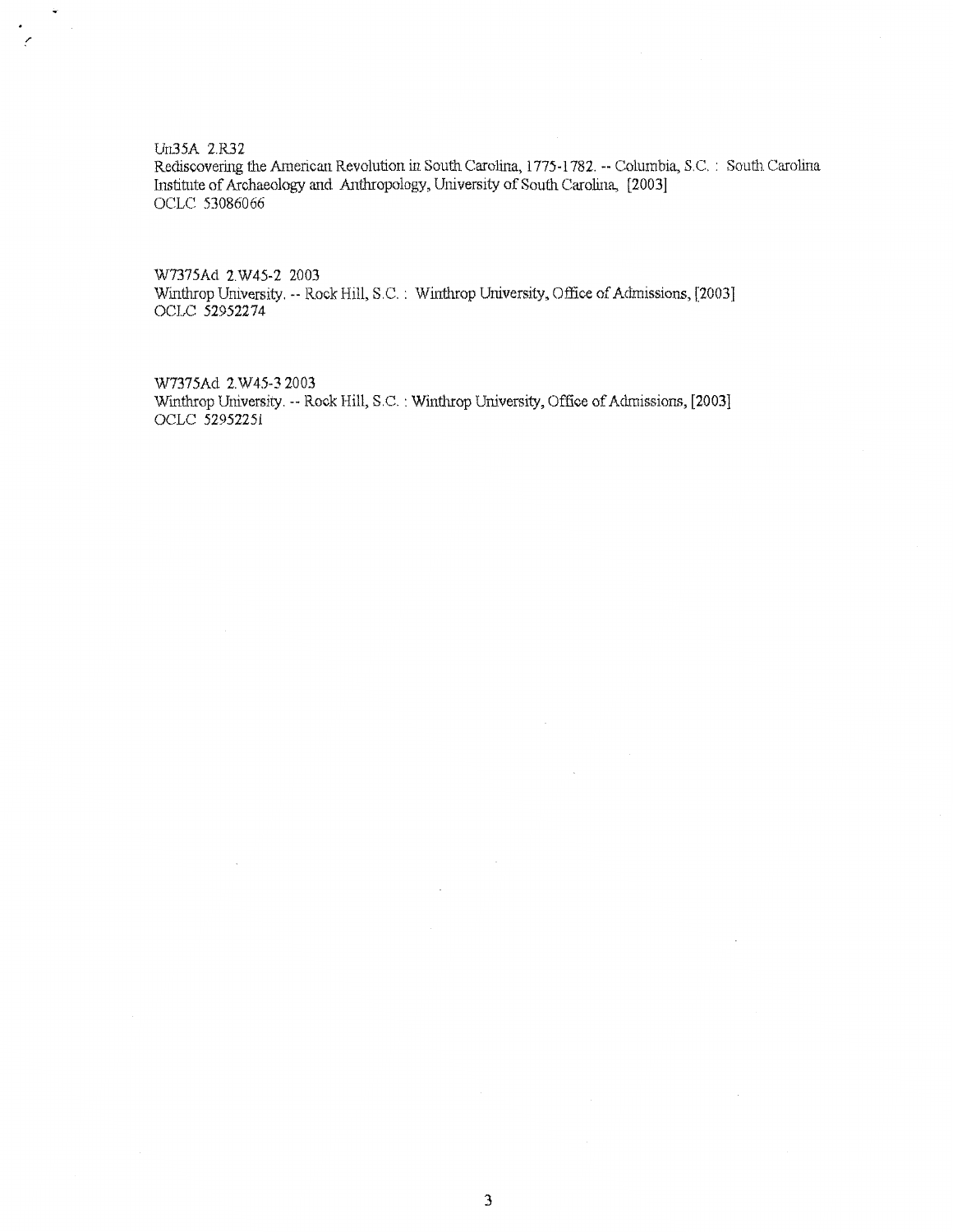Un35A 2.R32
Rediscovering the American Revolution in South Carolina, 1775-1782. -- Columbia, S.C. : South Carolina Institute of Archaeology and Anthropology, University of South Carolina, [2003]
OCLC 53086066

W7375Ad 2.W45-2 2003
Winthrop University. -- Rock Hill, S.C. : Winthrop University, Office of Admissions, [2003]
OCLC 52952274

W7375Ad 2.W45-3 2003
Winthrop University. -- Rock Hill, S.C. : Winthrop University, Office of Admissions, [2003]
OCLC 52952251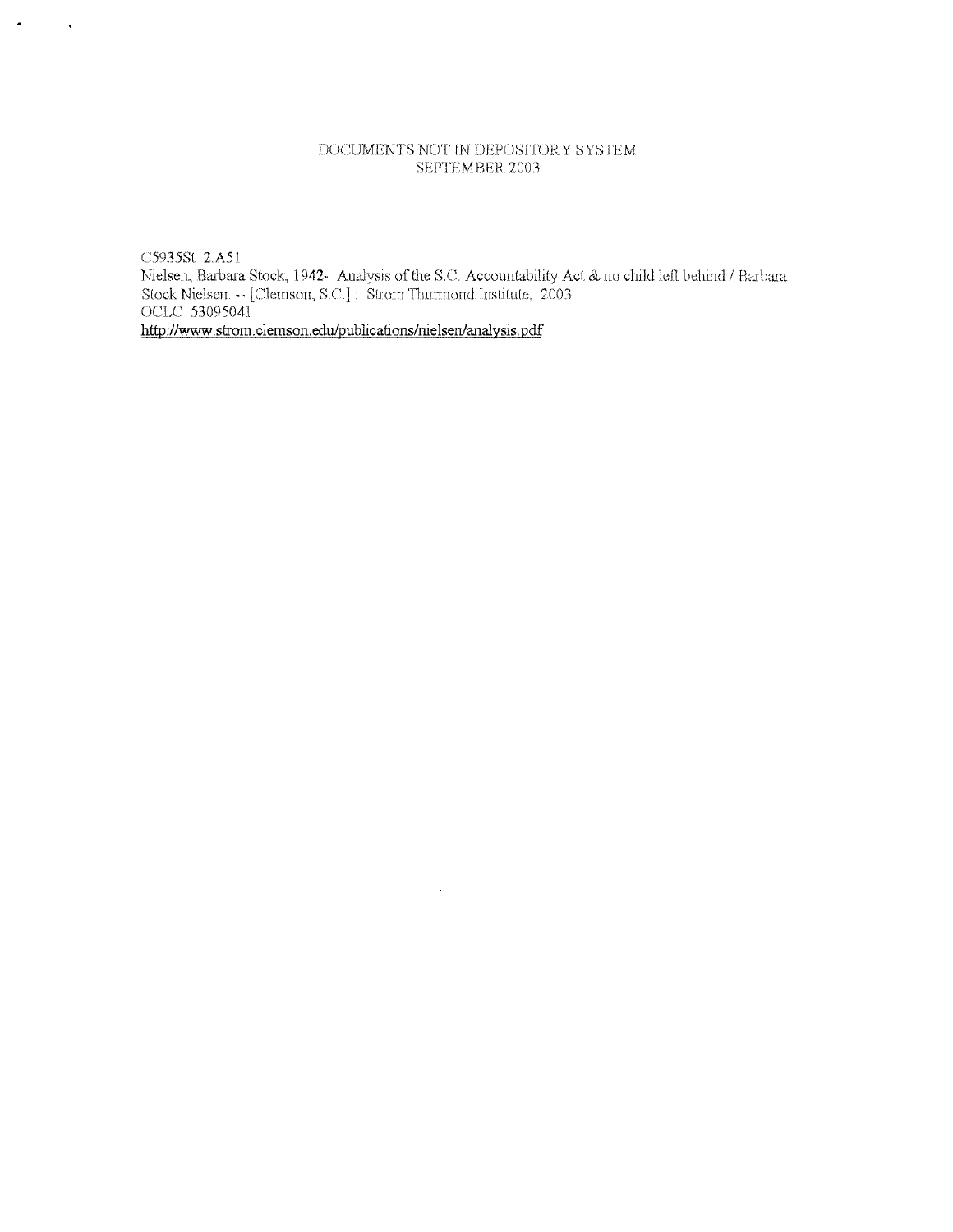DOCUMENTS NOT IN DEPOSITORY SYSTEM
SEPTEMBER 2003

C5935St 2.A51
Nielsen, Barbara Stock, 1942- Analysis of the S.C. Accountability Act & no child left behind / Barbara Stock Nielsen. -- [Clemson, S.C.] : Strom Thurmond Institute, 2003.
OCLC 53095041
http://www.strom.clemson.edu/publications/nielsen/analysis.pdf